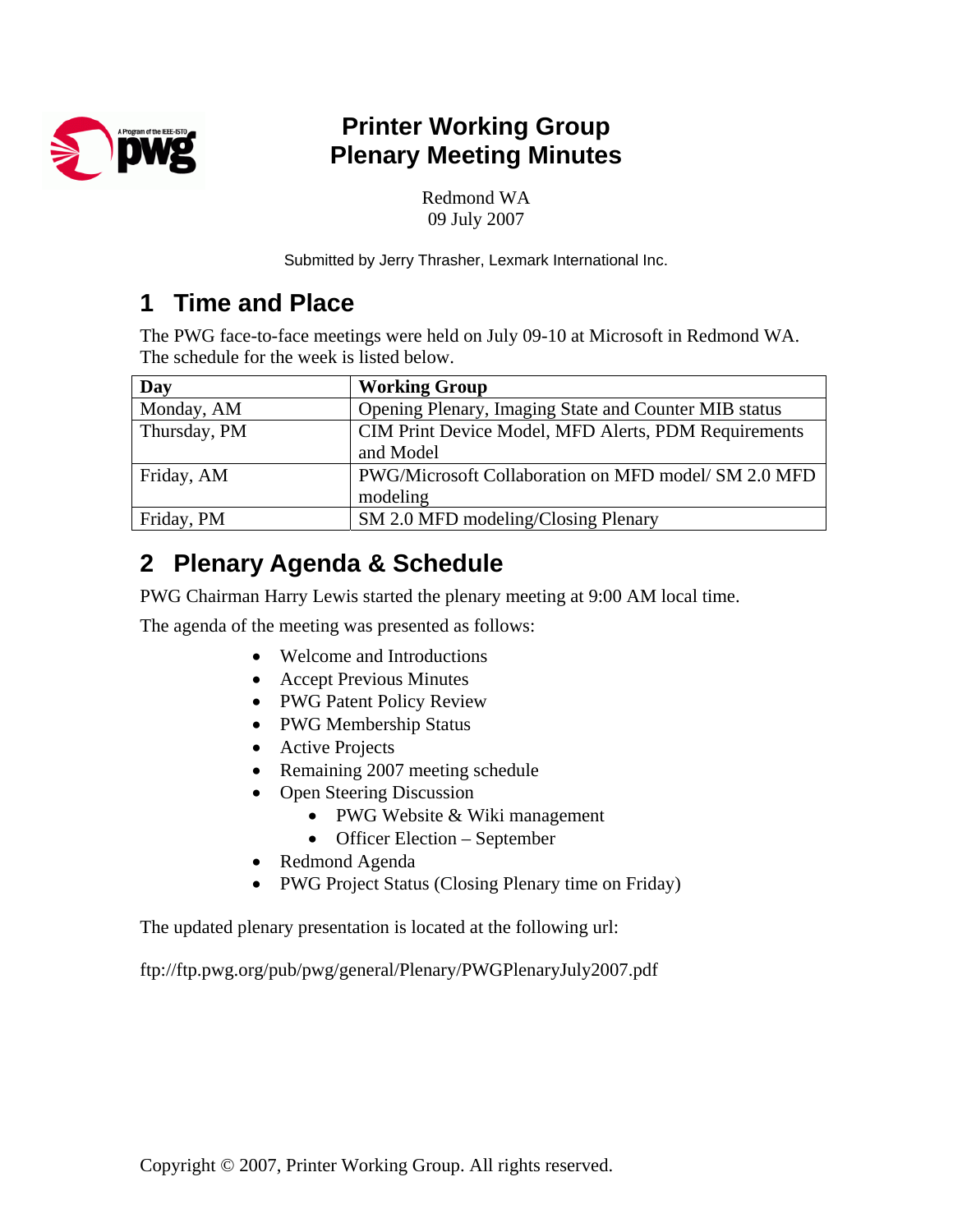# Printer Working Group
# Plenary Meeting Minutes

Redmond WA
09 July 2007

Submitted by Jerry Thrasher, Lexmark International Inc.

## 1 Time and Place

The PWG face-to-face meetings were held on July 09-10 at Microsoft in Redmond WA. The schedule for the week is listed below.

| Day | Working Group |
|---|---|
| Monday, AM | Opening Plenary, Imaging State and Counter MIB status |
| Thursday, PM | CIM Print Device Model, MFD Alerts, PDM Requirements and Model |
| Friday, AM | PWG/Microsoft Collaboration on MFD model/ SM 2.0 MFD modeling |
| Friday, PM | SM 2.0 MFD modeling/Closing Plenary |

## 2 Plenary Agenda & Schedule

PWG Chairman Harry Lewis started the plenary meeting at 9:00 AM local time.

The agenda of the meeting was presented as follows:

- Welcome and Introductions
- Accept Previous Minutes
- PWG Patent Policy Review
- PWG Membership Status
- Active Projects
- Remaining 2007 meeting schedule
- Open Steering Discussion
    - PWG Website & Wiki management
    - Officer Election – September
- Redmond Agenda
- PWG Project Status (Closing Plenary time on Friday)

The updated plenary presentation is located at the following url:

ftp://ftp.pwg.org/pub/pwg/general/Plenary/PWGPlenaryJuly2007.pdf

Copyright © 2007, Printer Working Group. All rights reserved.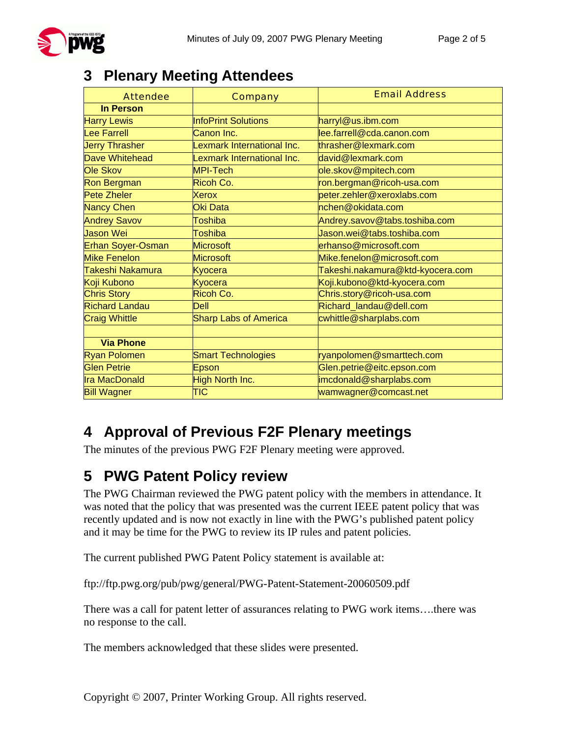## 3 Plenary Meeting Attendees

| Attendee | Company | Email Address |
|---|---|---|
| **In Person** | | |
| Harry Lewis | InfoPrint Solutions | harryl@us.ibm.com |
| Lee Farrell | Canon Inc. | lee.farrell@cda.canon.com |
| Jerry Thrasher | Lexmark International Inc. | thrasher@lexmark.com |
| Dave Whitehead | Lexmark International Inc. | david@lexmark.com |
| Ole Skov | MPI-Tech | ole.skov@mpitech.com |
| Ron Bergman | Ricoh Co. | ron.bergman@ricoh-usa.com |
| Pete Zheler | Xerox | peter.zehler@xeroxlabs.com |
| Nancy Chen | Oki Data | nchen@okidata.com |
| Andrey Savov | Toshiba | Andrey.savov@tabs.toshiba.com |
| Jason Wei | Toshiba | Jason.wei@tabs.toshiba.com |
| Erhan Soyer-Osman | Microsoft | erhanso@microsoft.com |
| Mike Fenelon | Microsoft | Mike.fenelon@microsoft.com |
| Takeshi Nakamura | Kyocera | Takeshi.nakamura@ktd-kyocera.com |
| Koji Kubono | Kyocera | Koji.kubono@ktd-kyocera.com |
| Chris Story | Ricoh Co. | Chris.story@ricoh-usa.com |
| Richard Landau | Dell | Richard_landau@dell.com |
| Craig Whittle | Sharp Labs of America | cwhittle@sharplabs.com |
| | | |
| **Via Phone** | | |
| Ryan Polomen | Smart Technologies | ryanpolomen@smarttech.com |
| Glen Petrie | Epson | Glen.petrie@eitc.epson.com |
| Ira MacDonald | High North Inc. | imcdonald@sharplabs.com |
| Bill Wagner | TIC | wamwagner@comcast.net |

## 4 Approval of Previous F2F Plenary meetings

The minutes of the previous PWG F2F Plenary meeting were approved.

## 5 PWG Patent Policy review

The PWG Chairman reviewed the PWG patent policy with the members in attendance. It was noted that the policy that was presented was the current IEEE patent policy that was recently updated and is now not exactly in line with the PWG's published patent policy and it may be time for the PWG to review its IP rules and patent policies.

The current published PWG Patent Policy statement is available at:

ftp://ftp.pwg.org/pub/pwg/general/PWG-Patent-Statement-20060509.pdf

There was a call for patent letter of assurances relating to PWG work items….there was no response to the call.

The members acknowledged that these slides were presented.

Copyright © 2007, Printer Working Group. All rights reserved.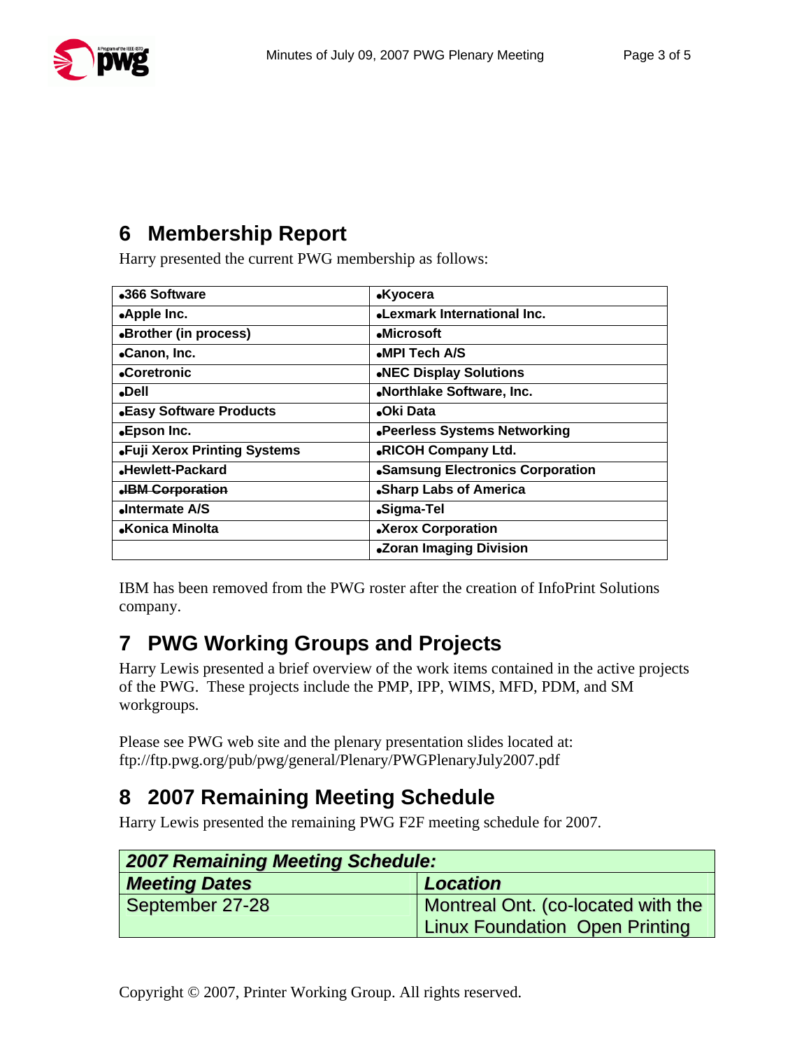## 6 Membership Report

Harry presented the current PWG membership as follows:

| | |
|---|---|
| •366 Software | •Kyocera |
| •Apple Inc. | •Lexmark International Inc. |
| •Brother (in process) | •Microsoft |
| •Canon, Inc. | •MPI Tech A/S |
| •Coretronic | •NEC Display Solutions |
| •Dell | •Northlake Software, Inc. |
| •Easy Software Products | •Oki Data |
| •Epson Inc. | •Peerless Systems Networking |
| •Fuji Xerox Printing Systems | •RICOH Company Ltd. |
| •Hewlett-Packard | •Samsung Electronics Corporation |
| •~~IBM Corporation~~ | •Sharp Labs of America |
| •Intermate A/S | •Sigma-Tel |
| •Konica Minolta | •Xerox Corporation |
| | •Zoran Imaging Division |

IBM has been removed from the PWG roster after the creation of InfoPrint Solutions company.

## 7 PWG Working Groups and Projects

Harry Lewis presented a brief overview of the work items contained in the active projects of the PWG. These projects include the PMP, IPP, WIMS, MFD, PDM, and SM workgroups.

Please see PWG web site and the plenary presentation slides located at:
ftp://ftp.pwg.org/pub/pwg/general/Plenary/PWGPlenaryJuly2007.pdf

## 8 2007 Remaining Meeting Schedule

Harry Lewis presented the remaining PWG F2F meeting schedule for 2007.

| ***2007 Remaining Meeting Schedule:*** | |
|---|---|
| ***Meeting Dates*** | ***Location*** |
| September 27-28 | Montreal Ont. (co-located with the Linux Foundation Open Printing |

Copyright © 2007, Printer Working Group. All rights reserved.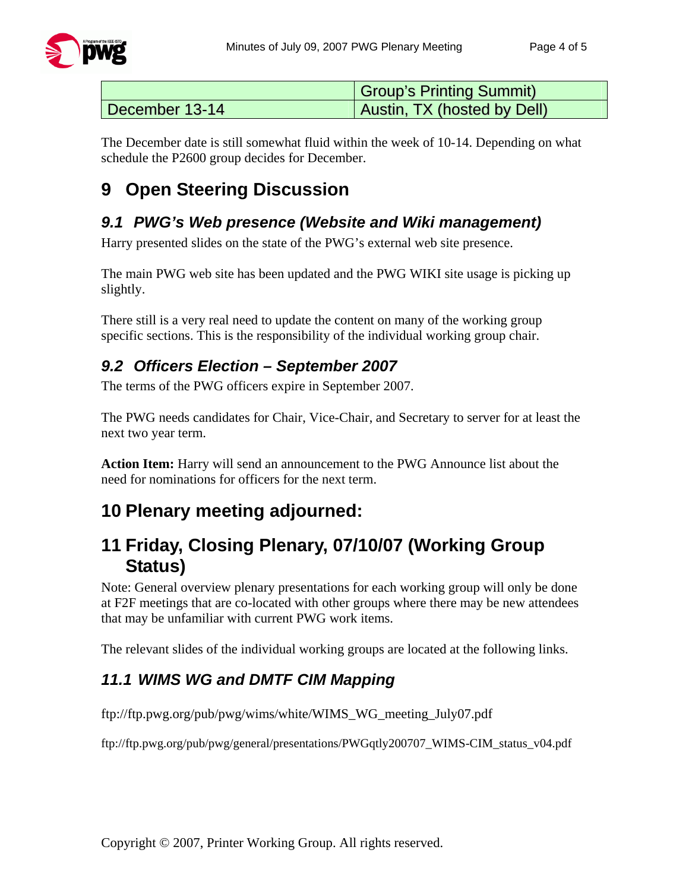|  | Group's Printing Summit) |
|---|---|
| December 13-14 | Austin, TX (hosted by Dell) |

The December date is still somewhat fluid within the week of 10-14. Depending on what schedule the P2600 group decides for December.

# 9 Open Steering Discussion

## *9.1 PWG's Web presence (Website and Wiki management)*

Harry presented slides on the state of the PWG's external web site presence.

The main PWG web site has been updated and the PWG WIKI site usage is picking up slightly.

There still is a very real need to update the content on many of the working group specific sections. This is the responsibility of the individual working group chair.

## *9.2 Officers Election – September 2007*

The terms of the PWG officers expire in September 2007.

The PWG needs candidates for Chair, Vice-Chair, and Secretary to server for at least the next two year term.

**Action Item:** Harry will send an announcement to the PWG Announce list about the need for nominations for officers for the next term.

# 10 Plenary meeting adjourned:

# 11 Friday, Closing Plenary, 07/10/07 (Working Group Status)

Note: General overview plenary presentations for each working group will only be done at F2F meetings that are co-located with other groups where there may be new attendees that may be unfamiliar with current PWG work items.

The relevant slides of the individual working groups are located at the following links.

## *11.1 WIMS WG and DMTF CIM Mapping*

ftp://ftp.pwg.org/pub/pwg/wims/white/WIMS_WG_meeting_July07.pdf

ftp://ftp.pwg.org/pub/pwg/general/presentations/PWGqtly200707_WIMS-CIM_status_v04.pdf

Copyright © 2007, Printer Working Group. All rights reserved.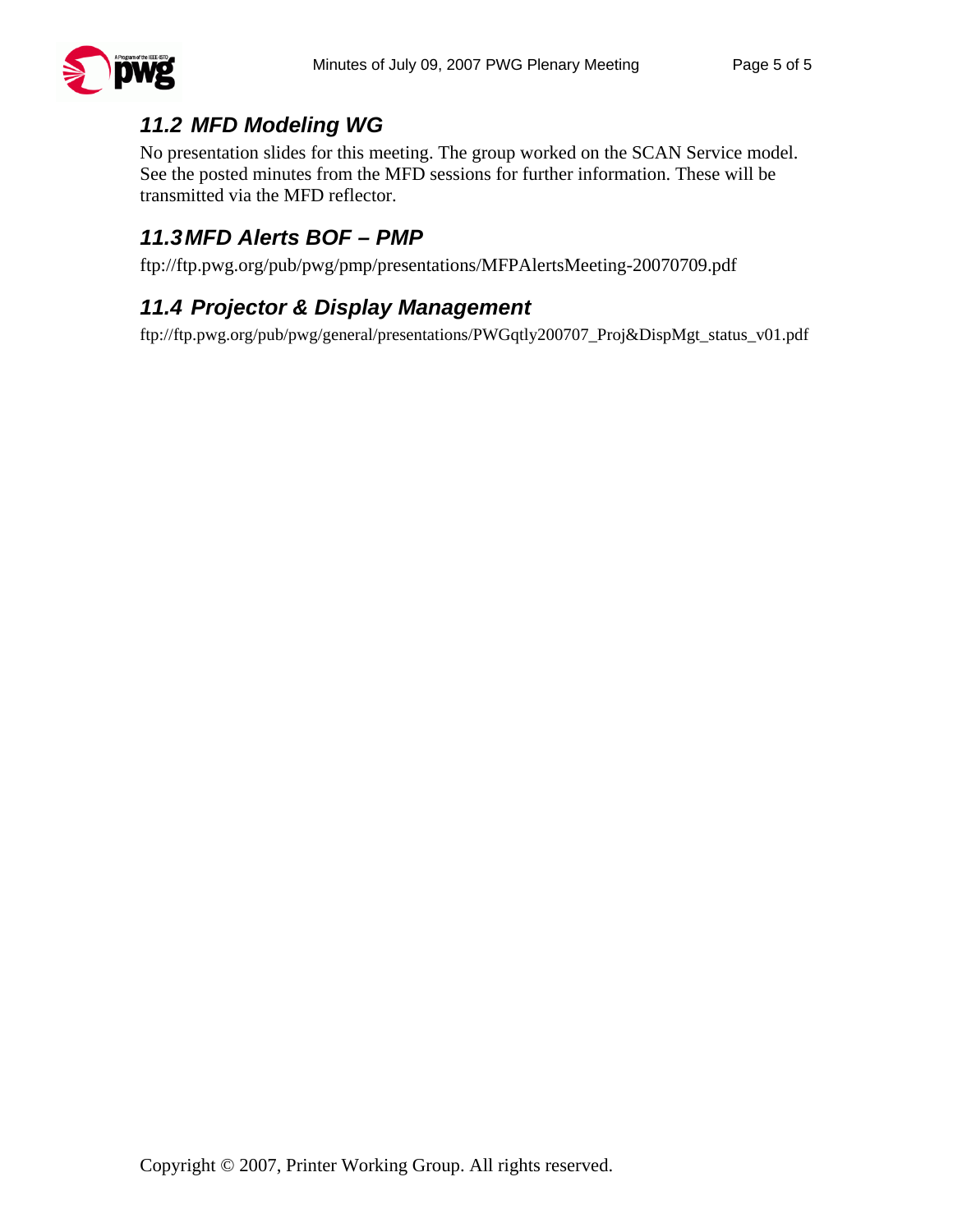## *11.2 MFD Modeling WG*

No presentation slides for this meeting. The group worked on the SCAN Service model. See the posted minutes from the MFD sessions for further information. These will be transmitted via the MFD reflector.

## *11.3 MFD Alerts BOF – PMP*

ftp://ftp.pwg.org/pub/pwg/pmp/presentations/MFPAlertsMeeting-20070709.pdf

## *11.4 Projector & Display Management*

ftp://ftp.pwg.org/pub/pwg/general/presentations/PWGqtly200707_Proj&DispMgt_status_v01.pdf

Copyright © 2007, Printer Working Group. All rights reserved.